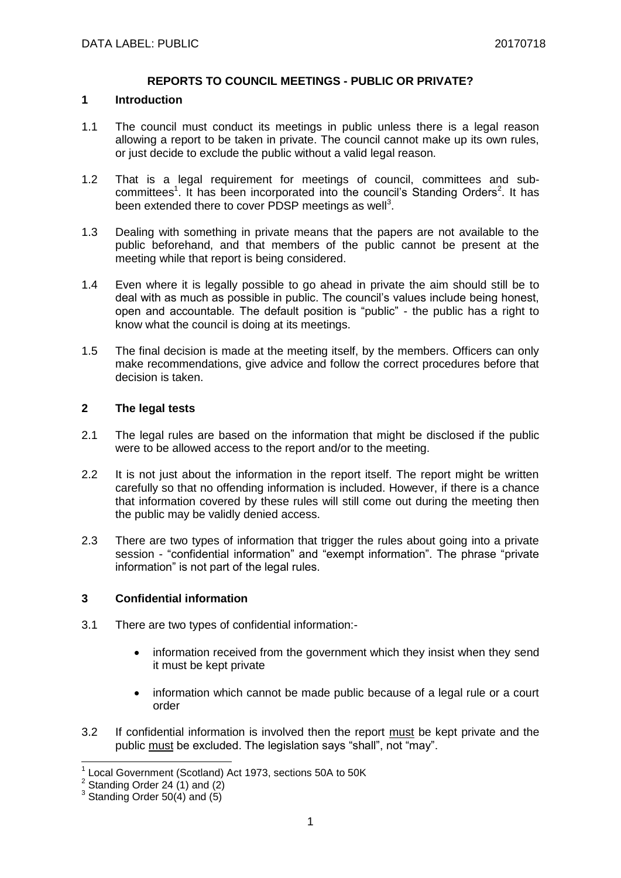# REPORTS TO COUNCIL MEETINGS - PUBLIC OR PRIVATE?

## 1 Introduction

1.1 The council must conduct its meetings in public unless there is a legal reason allowing a report to be taken in private. The council cannot make up its own rules, or just decide to exclude the public without a valid legal reason.

1.2 That is a legal requirement for meetings of council, committees and sub-committees[1]. It has been incorporated into the council's Standing Orders[2]. It has been extended there to cover PDSP meetings as well[3].

1.3 Dealing with something in private means that the papers are not available to the public beforehand, and that members of the public cannot be present at the meeting while that report is being considered.

1.4 Even where it is legally possible to go ahead in private the aim should still be to deal with as much as possible in public. The council's values include being honest, open and accountable. The default position is "public" - the public has a right to know what the council is doing at its meetings.

1.5 The final decision is made at the meeting itself, by the members. Officers can only make recommendations, give advice and follow the correct procedures before that decision is taken.

## 2 The legal tests

2.1 The legal rules are based on the information that might be disclosed if the public were to be allowed access to the report and/or to the meeting.

2.2 It is not just about the information in the report itself. The report might be written carefully so that no offending information is included. However, if there is a chance that information covered by these rules will still come out during the meeting then the public may be validly denied access.

2.3 There are two types of information that trigger the rules about going into a private session - "confidential information" and "exempt information". The phrase "private information" is not part of the legal rules.

## 3 Confidential information

3.1 There are two types of confidential information:-

- information received from the government which they insist when they send it must be kept private
- information which cannot be made public because of a legal rule or a court order

3.2 If confidential information is involved then the report must be kept private and the public must be excluded. The legislation says "shall", not "may".

---

[1] Local Government (Scotland) Act 1973, sections 50A to 50K
[2] Standing Order 24 (1) and (2)
[3] Standing Order 50(4) and (5)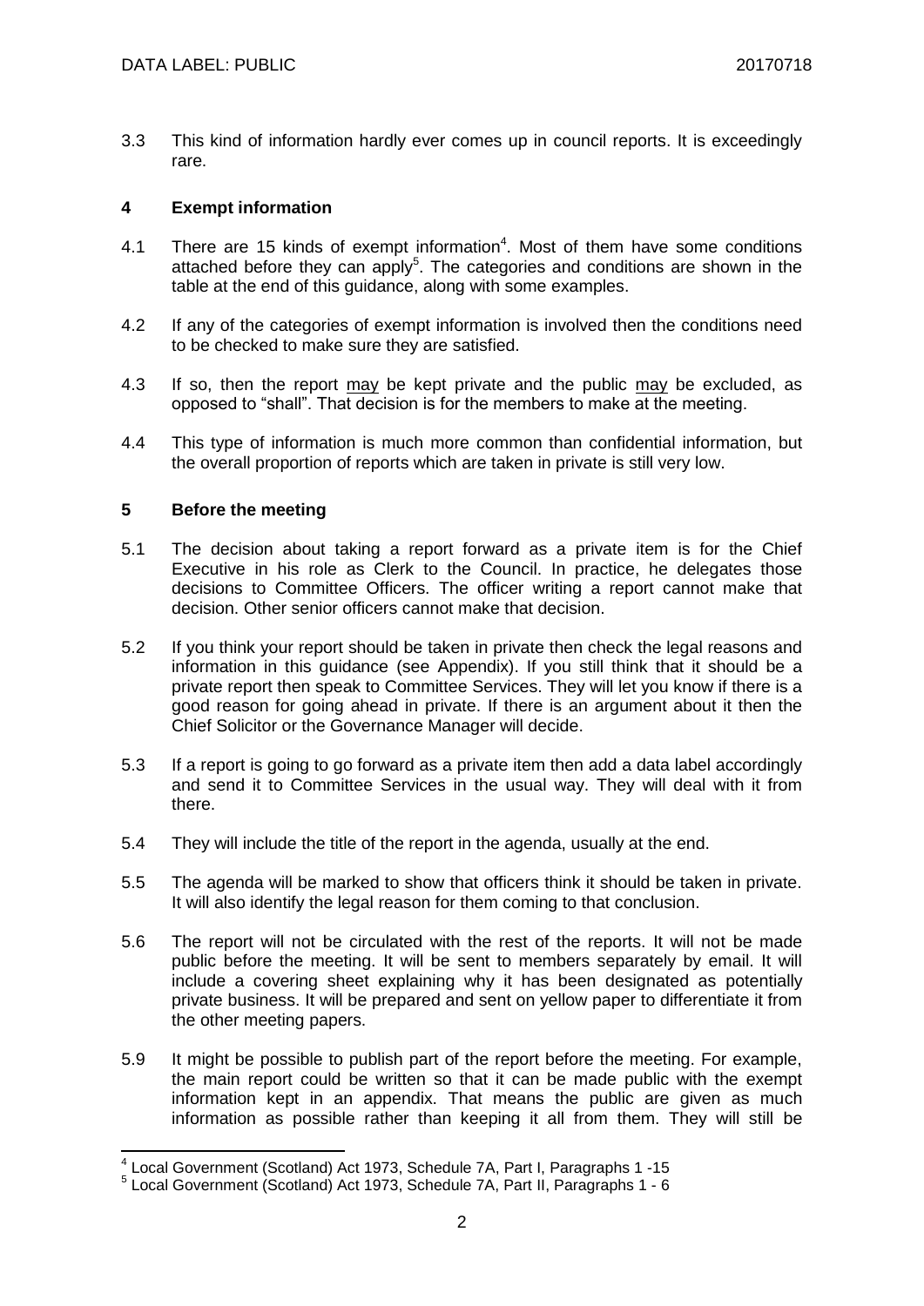3.3 This kind of information hardly ever comes up in council reports. It is exceedingly rare.

## 4 Exempt information

4.1 There are 15 kinds of exempt information[4]. Most of them have some conditions attached before they can apply[5]. The categories and conditions are shown in the table at the end of this guidance, along with some examples.

4.2 If any of the categories of exempt information is involved then the conditions need to be checked to make sure they are satisfied.

4.3 If so, then the report may be kept private and the public may be excluded, as opposed to "shall". That decision is for the members to make at the meeting.

4.4 This type of information is much more common than confidential information, but the overall proportion of reports which are taken in private is still very low.

## 5 Before the meeting

5.1 The decision about taking a report forward as a private item is for the Chief Executive in his role as Clerk to the Council. In practice, he delegates those decisions to Committee Officers. The officer writing a report cannot make that decision. Other senior officers cannot make that decision.

5.2 If you think your report should be taken in private then check the legal reasons and information in this guidance (see Appendix). If you still think that it should be a private report then speak to Committee Services. They will let you know if there is a good reason for going ahead in private. If there is an argument about it then the Chief Solicitor or the Governance Manager will decide.

5.3 If a report is going to go forward as a private item then add a data label accordingly and send it to Committee Services in the usual way. They will deal with it from there.

5.4 They will include the title of the report in the agenda, usually at the end.

5.5 The agenda will be marked to show that officers think it should be taken in private. It will also identify the legal reason for them coming to that conclusion.

5.6 The report will not be circulated with the rest of the reports. It will not be made public before the meeting. It will be sent to members separately by email. It will include a covering sheet explaining why it has been designated as potentially private business. It will be prepared and sent on yellow paper to differentiate it from the other meeting papers.

5.9 It might be possible to publish part of the report before the meeting. For example, the main report could be written so that it can be made public with the exempt information kept in an appendix. That means the public are given as much information as possible rather than keeping it all from them. They will still be

---

[4] Local Government (Scotland) Act 1973, Schedule 7A, Part I, Paragraphs 1 -15

[5] Local Government (Scotland) Act 1973, Schedule 7A, Part II, Paragraphs 1 - 6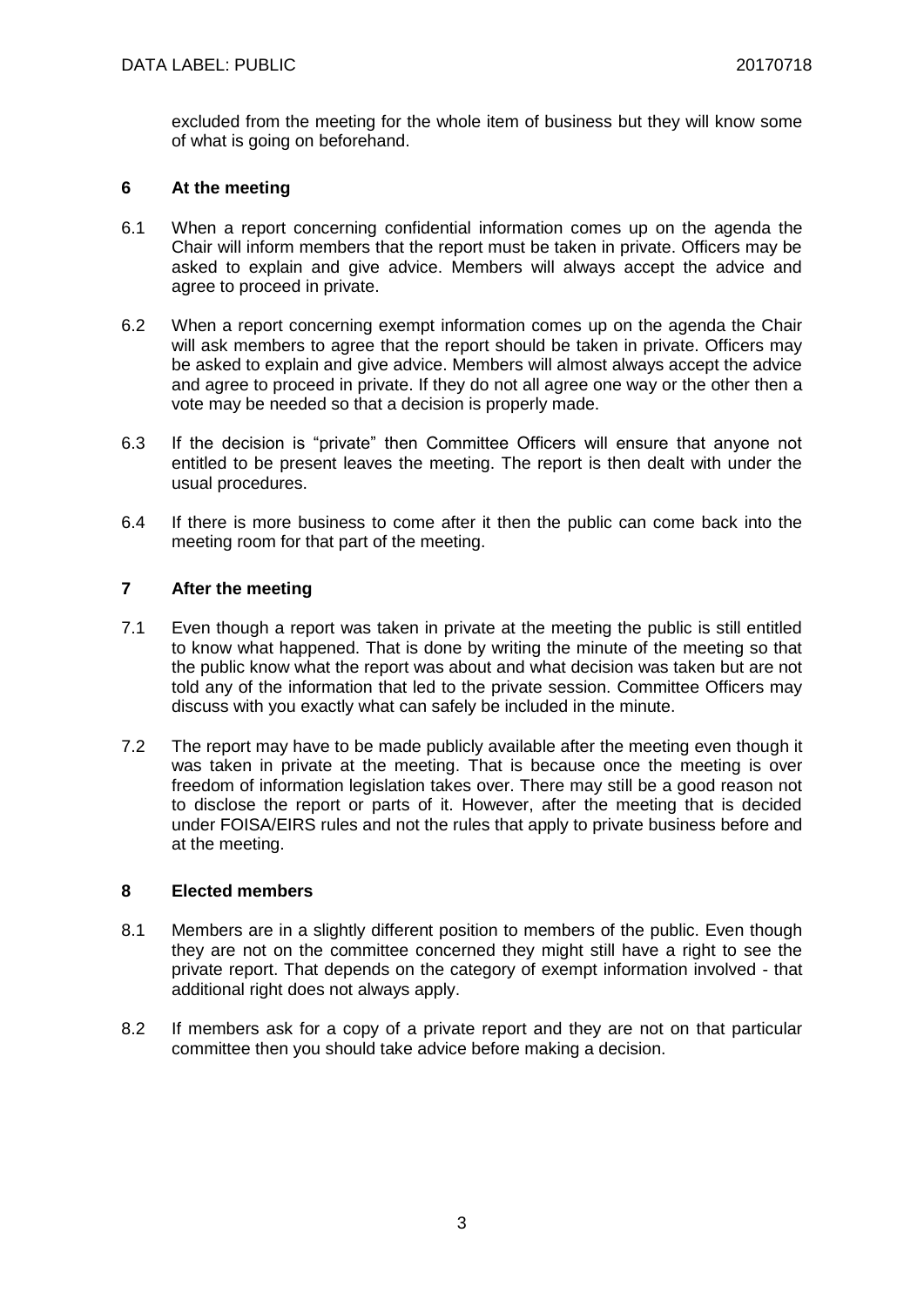excluded from the meeting for the whole item of business but they will know some of what is going on beforehand.

## 6 At the meeting

6.1 When a report concerning confidential information comes up on the agenda the Chair will inform members that the report must be taken in private. Officers may be asked to explain and give advice. Members will always accept the advice and agree to proceed in private.

6.2 When a report concerning exempt information comes up on the agenda the Chair will ask members to agree that the report should be taken in private. Officers may be asked to explain and give advice. Members will almost always accept the advice and agree to proceed in private. If they do not all agree one way or the other then a vote may be needed so that a decision is properly made.

6.3 If the decision is "private" then Committee Officers will ensure that anyone not entitled to be present leaves the meeting. The report is then dealt with under the usual procedures.

6.4 If there is more business to come after it then the public can come back into the meeting room for that part of the meeting.

## 7 After the meeting

7.1 Even though a report was taken in private at the meeting the public is still entitled to know what happened. That is done by writing the minute of the meeting so that the public know what the report was about and what decision was taken but are not told any of the information that led to the private session. Committee Officers may discuss with you exactly what can safely be included in the minute.

7.2 The report may have to be made publicly available after the meeting even though it was taken in private at the meeting. That is because once the meeting is over freedom of information legislation takes over. There may still be a good reason not to disclose the report or parts of it. However, after the meeting that is decided under FOISA/EIRS rules and not the rules that apply to private business before and at the meeting.

## 8 Elected members

8.1 Members are in a slightly different position to members of the public. Even though they are not on the committee concerned they might still have a right to see the private report. That depends on the category of exempt information involved - that additional right does not always apply.

8.2 If members ask for a copy of a private report and they are not on that particular committee then you should take advice before making a decision.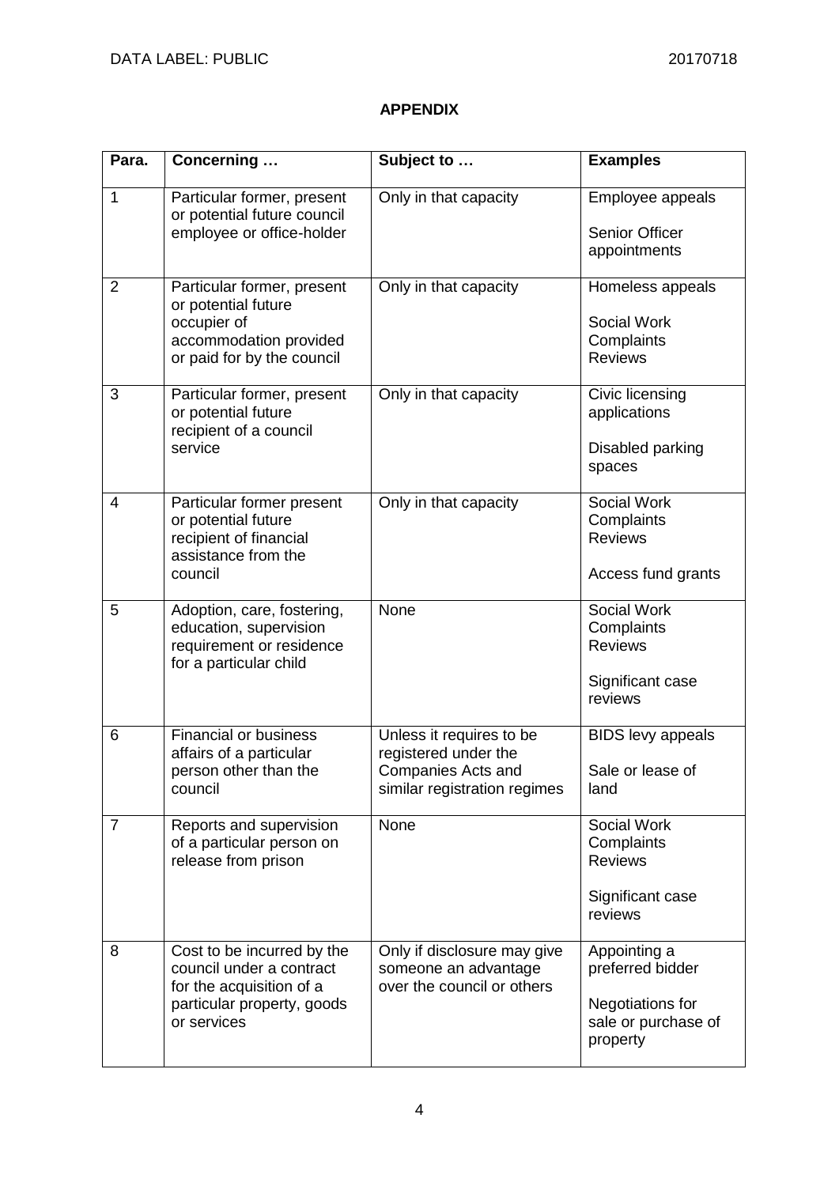**APPENDIX**

| Para. | Concerning … | Subject to … | Examples |
|---|---|---|---|
| 1 | Particular former, present or potential future council employee or office-holder | Only in that capacity | Employee appeals<br><br>Senior Officer appointments |
| 2 | Particular former, present or potential future occupier of accommodation provided or paid for by the council | Only in that capacity | Homeless appeals<br><br>Social Work Complaints Reviews |
| 3 | Particular former, present or potential future recipient of a council service | Only in that capacity | Civic licensing applications<br><br>Disabled parking spaces |
| 4 | Particular former present or potential future recipient of financial assistance from the council | Only in that capacity | Social Work Complaints Reviews<br><br>Access fund grants |
| 5 | Adoption, care, fostering, education, supervision requirement or residence for a particular child | None | Social Work Complaints Reviews<br><br>Significant case reviews |
| 6 | Financial or business affairs of a particular person other than the council | Unless it requires to be registered under the Companies Acts and similar registration regimes | BIDS levy appeals<br><br>Sale or lease of land |
| 7 | Reports and supervision of a particular person on release from prison | None | Social Work Complaints Reviews<br><br>Significant case reviews |
| 8 | Cost to be incurred by the council under a contract for the acquisition of a particular property, goods or services | Only if disclosure may give someone an advantage over the council or others | Appointing a preferred bidder<br><br>Negotiations for sale or purchase of property |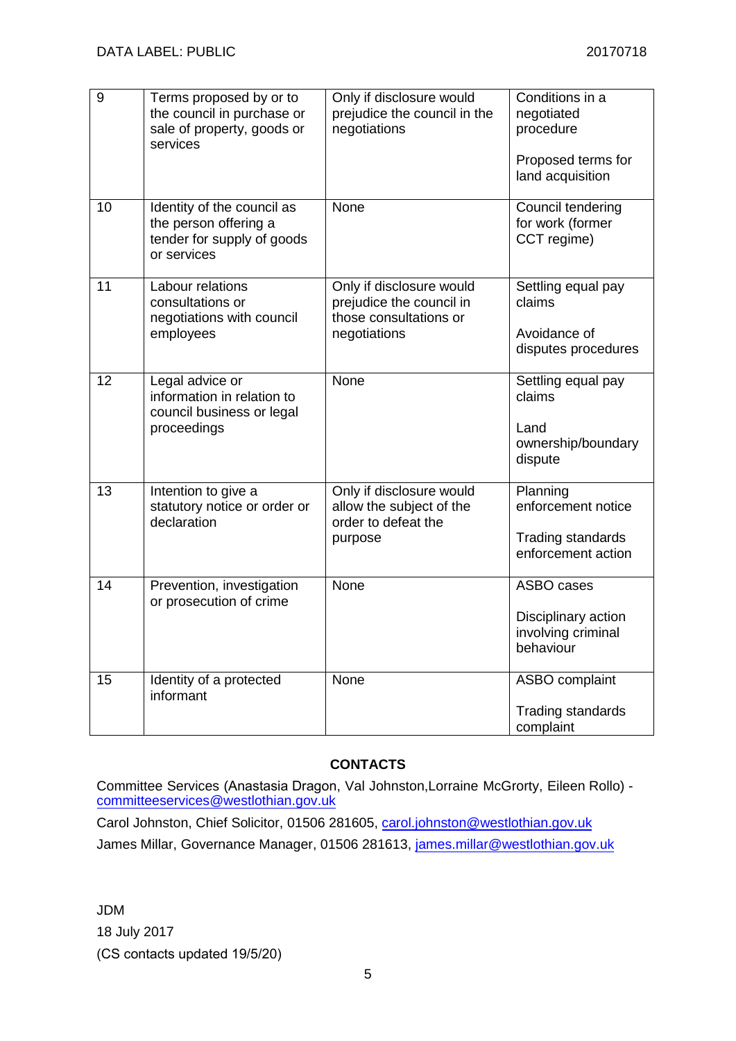| | | | |
|---|---|---|---|
| 9 | Terms proposed by or to the council in purchase or sale of property, goods or services | Only if disclosure would prejudice the council in the negotiations | Conditions in a negotiated procedure<br><br>Proposed terms for land acquisition |
| 10 | Identity of the council as the person offering a tender for supply of goods or services | None | Council tendering for work (former CCT regime) |
| 11 | Labour relations consultations or negotiations with council employees | Only if disclosure would prejudice the council in those consultations or negotiations | Settling equal pay claims<br><br>Avoidance of disputes procedures |
| 12 | Legal advice or information in relation to council business or legal proceedings | None | Settling equal pay claims<br><br>Land ownership/boundary dispute |
| 13 | Intention to give a statutory notice or order or declaration | Only if disclosure would allow the subject of the order to defeat the purpose | Planning enforcement notice<br><br>Trading standards enforcement action |
| 14 | Prevention, investigation or prosecution of crime | None | ASBO cases<br><br>Disciplinary action involving criminal behaviour |
| 15 | Identity of a protected informant | None | ASBO complaint<br><br>Trading standards complaint |

**CONTACTS**

Committee Services (Anastasia Dragon, Val Johnston,Lorraine McGrorty, Eileen Rollo) - committeeservices@westlothian.gov.uk

Carol Johnston, Chief Solicitor, 01506 281605, carol.johnston@westlothian.gov.uk

James Millar, Governance Manager, 01506 281613, james.millar@westlothian.gov.uk

JDM

18 July 2017

(CS contacts updated 19/5/20)